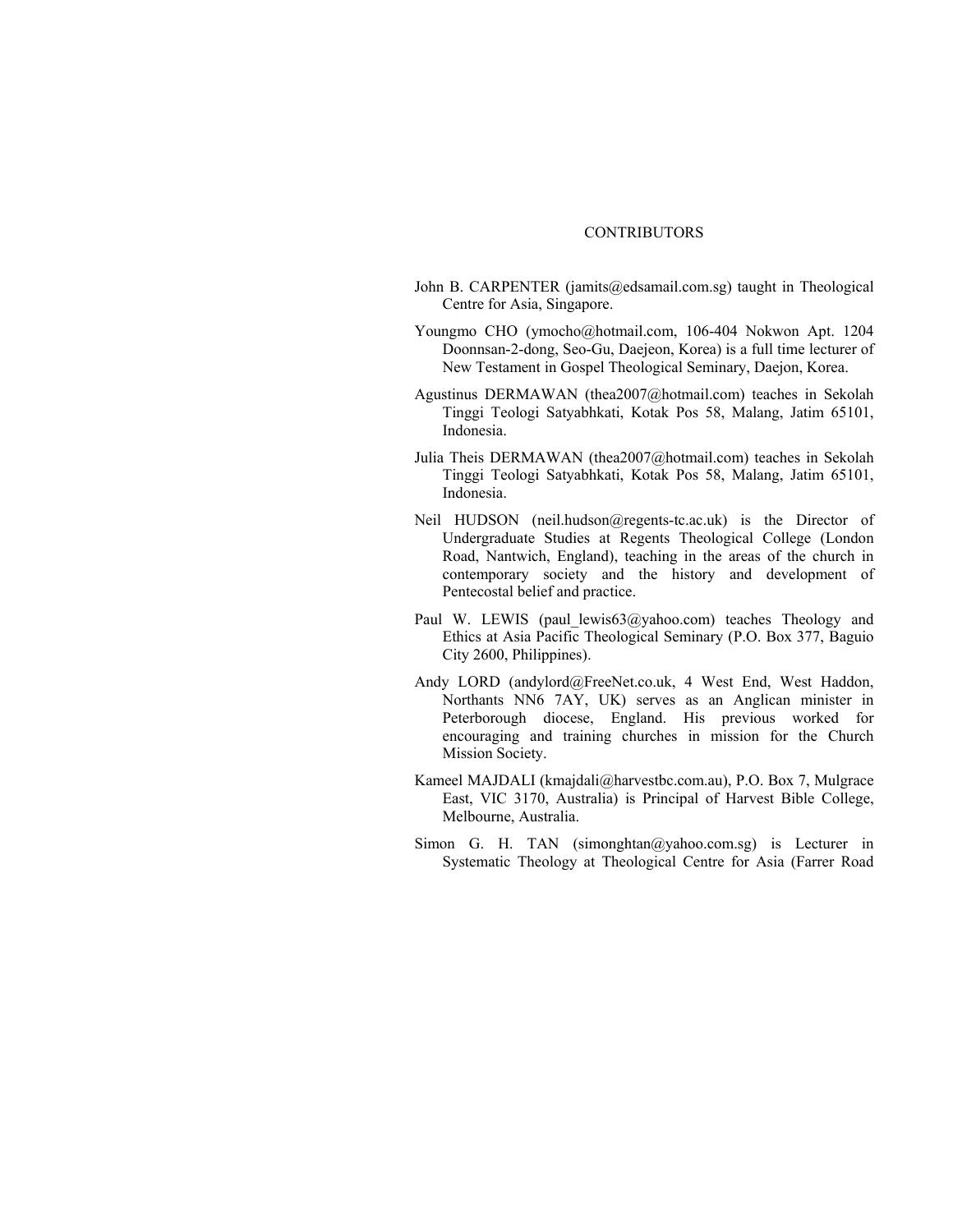# CONTRIBUTORS

John B. CARPENTER (jamits@edsamail.com.sg) taught in Theological Centre for Asia, Singapore.

Youngmo CHO (ymocho@hotmail.com, 106-404 Nokwon Apt. 1204 Doonnsan-2-dong, Seo-Gu, Daejeon, Korea) is a full time lecturer of New Testament in Gospel Theological Seminary, Daejon, Korea.

Agustinus DERMAWAN (thea2007@hotmail.com) teaches in Sekolah Tinggi Teologi Satyabhkati, Kotak Pos 58, Malang, Jatim 65101, Indonesia.

Julia Theis DERMAWAN (thea2007@hotmail.com) teaches in Sekolah Tinggi Teologi Satyabhkati, Kotak Pos 58, Malang, Jatim 65101, Indonesia.

Neil HUDSON (neil.hudson@regents-tc.ac.uk) is the Director of Undergraduate Studies at Regents Theological College (London Road, Nantwich, England), teaching in the areas of the church in contemporary society and the history and development of Pentecostal belief and practice.

Paul W. LEWIS (paul_lewis63@yahoo.com) teaches Theology and Ethics at Asia Pacific Theological Seminary (P.O. Box 377, Baguio City 2600, Philippines).

Andy LORD (andylord@FreeNet.co.uk, 4 West End, West Haddon, Northants NN6 7AY, UK) serves as an Anglican minister in Peterborough diocese, England. His previous worked for encouraging and training churches in mission for the Church Mission Society.

Kameel MAJDALI (kmajdali@harvestbc.com.au), P.O. Box 7, Mulgrace East, VIC 3170, Australia) is Principal of Harvest Bible College, Melbourne, Australia.

Simon G. H. TAN (simonghtan@yahoo.com.sg) is Lecturer in Systematic Theology at Theological Centre for Asia (Farrer Road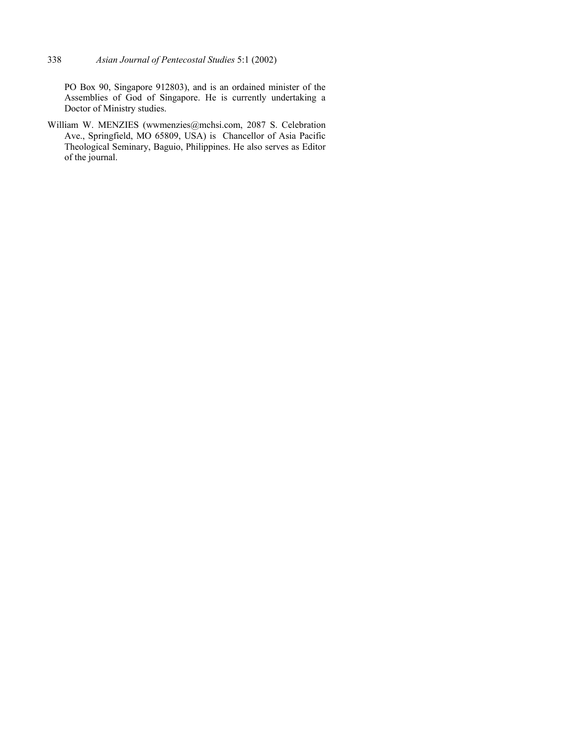PO Box 90, Singapore 912803), and is an ordained minister of the Assemblies of God of Singapore. He is currently undertaking a Doctor of Ministry studies.

William W. MENZIES (wwmenzies@mchsi.com, 2087 S. Celebration Ave., Springfield, MO 65809, USA) is Chancellor of Asia Pacific Theological Seminary, Baguio, Philippines. He also serves as Editor of the journal.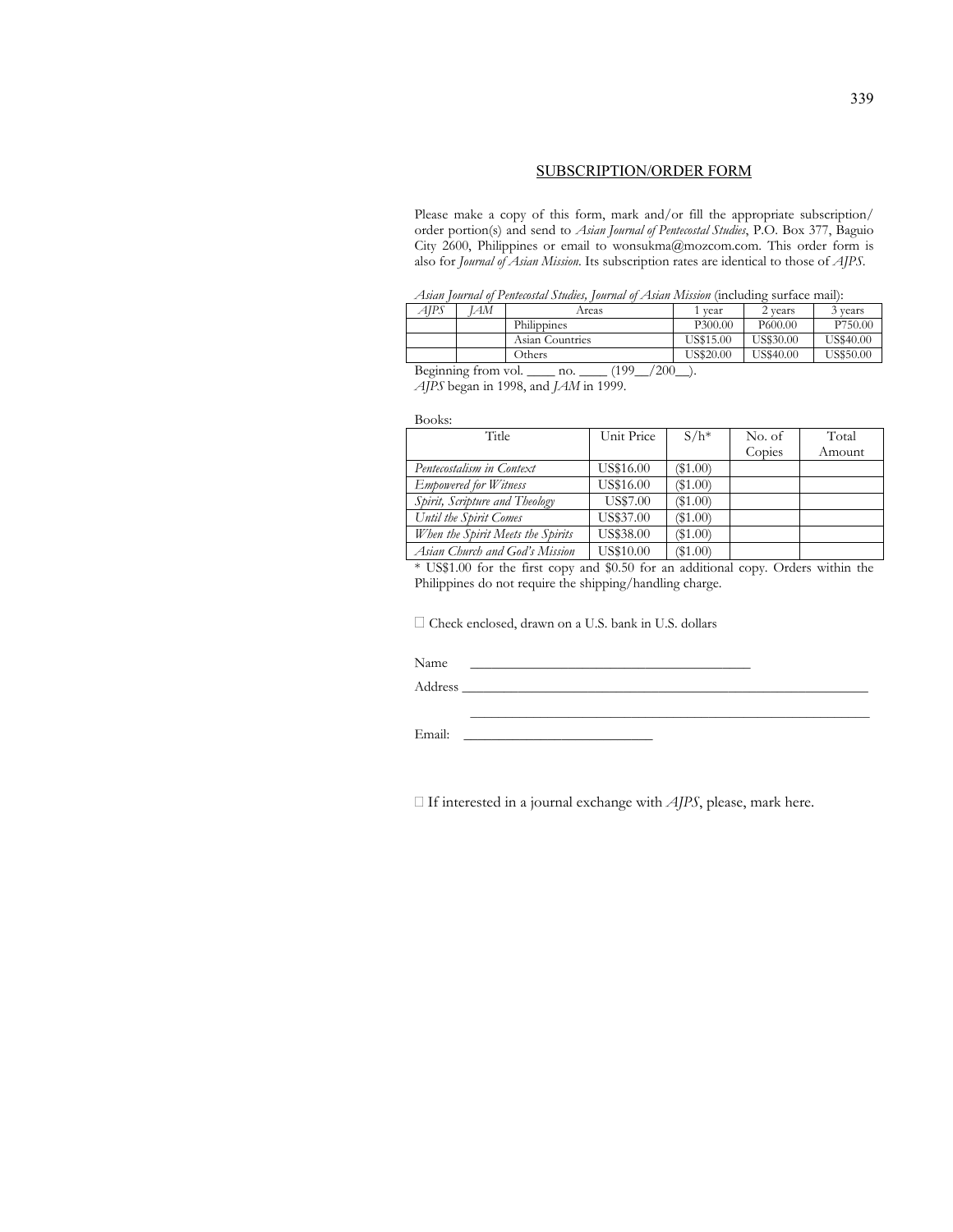## SUBSCRIPTION/ORDER FORM

Please make a copy of this form, mark and/or fill the appropriate subscription/ order portion(s) and send to *Asian Journal of Pentecostal Studies*, P.O. Box 377, Baguio City 2600, Philippines or email to wonsukma@mozcom.com. This order form is also for *Journal of Asian Mission*. Its subscription rates are identical to those of *AJPS*.

*Asian Journal of Pentecostal Studies, Journal of Asian Mission* (including surface mail):

| *AJPS* | *JAM* | Areas | 1 year | 2 years | 3 years |
|---|---|---|---|---|---|
| | | Philippines | P300.00 | P600.00 | P750.00 |
| | | Asian Countries | US$15.00 | US$30.00 | US$40.00 |
| | | Others | US$20.00 | US$40.00 | US$50.00 |

Beginning from vol. ____ no. ____ (199__/200__).
*AJPS* began in 1998, and *JAM* in 1999.

Books:

| Title | Unit Price | S/h* | No. of Copies | Total Amount |
|---|---|---|---|---|
| *Pentecostalism in Context* | US$16.00 | ($1.00) | | |
| *Empowered for Witness* | US$16.00 | ($1.00) | | |
| *Spirit, Scripture and Theology* | US$7.00 | ($1.00) | | |
| *Until the Spirit Comes* | US$37.00 | ($1.00) | | |
| *When the Spirit Meets the Spirits* | US$38.00 | ($1.00) | | |
| *Asian Church and God's Mission* | US$10.00 | ($1.00) | | |

* US$1.00 for the first copy and $0.50 for an additional copy. Orders within the Philippines do not require the shipping/handling charge.

☐ Check enclosed, drawn on a U.S. bank in U.S. dollars

Name ________________________________________

Address ________________________________________________________

________________________________________________________

Email: ___________________________

☐ If interested in a journal exchange with *AJPS*, please, mark here.